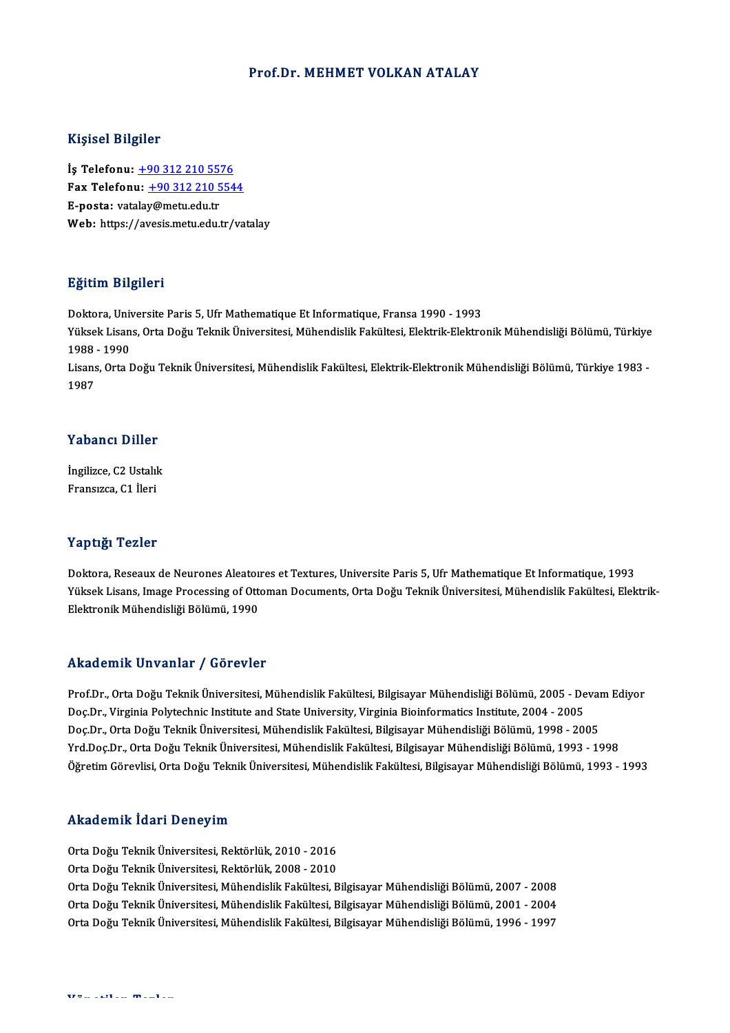# Prof.Dr. MEHMET VOLKAN ATALAY

## Kişisel Bilgiler

**İş Telefonu:** +90 312 210 5576
**Fax Telefonu:** +90 312 210 5544
**E-posta:** vatalay@metu.edu.tr
**Web:** https://avesis.metu.edu.tr/vatalay

## Eğitim Bilgileri

Doktora, Universite Paris 5, Ufr Mathematique Et Informatique, Fransa 1990 - 1993
Yüksek Lisans, Orta Doğu Teknik Üniversitesi, Mühendislik Fakültesi, Elektrik-Elektronik Mühendisliği Bölümü, Türkiye 1988 - 1990
Lisans, Orta Doğu Teknik Üniversitesi, Mühendislik Fakültesi, Elektrik-Elektronik Mühendisliği Bölümü, Türkiye 1983 - 1987

## Yabancı Diller

İngilizce, C2 Ustalık
Fransızca, C1 İleri

## Yaptığı Tezler

Doktora, Reseaux de Neurones Aleatoıres et Textures, Universite Paris 5, Ufr Mathematique Et Informatique, 1993
Yüksek Lisans, Image Processing of Ottoman Documents, Orta Doğu Teknik Üniversitesi, Mühendislik Fakültesi, Elektrik-Elektronik Mühendisliği Bölümü, 1990

## Akademik Unvanlar / Görevler

Prof.Dr., Orta Doğu Teknik Üniversitesi, Mühendislik Fakültesi, Bilgisayar Mühendisliği Bölümü, 2005 - Devam Ediyor
Doç.Dr., Virginia Polytechnic Institute and State University, Virginia Bioinformatics Institute, 2004 - 2005
Doç.Dr., Orta Doğu Teknik Üniversitesi, Mühendislik Fakültesi, Bilgisayar Mühendisliği Bölümü, 1998 - 2005
Yrd.Doç.Dr., Orta Doğu Teknik Üniversitesi, Mühendislik Fakültesi, Bilgisayar Mühendisliği Bölümü, 1993 - 1998
Öğretim Görevlisi, Orta Doğu Teknik Üniversitesi, Mühendislik Fakültesi, Bilgisayar Mühendisliği Bölümü, 1993 - 1993

## Akademik İdari Deneyim

Orta Doğu Teknik Üniversitesi, Rektörlük, 2010 - 2016
Orta Doğu Teknik Üniversitesi, Rektörlük, 2008 - 2010
Orta Doğu Teknik Üniversitesi, Mühendislik Fakültesi, Bilgisayar Mühendisliği Bölümü, 2007 - 2008
Orta Doğu Teknik Üniversitesi, Mühendislik Fakültesi, Bilgisayar Mühendisliği Bölümü, 2001 - 2004
Orta Doğu Teknik Üniversitesi, Mühendislik Fakültesi, Bilgisayar Mühendisliği Bölümü, 1996 - 1997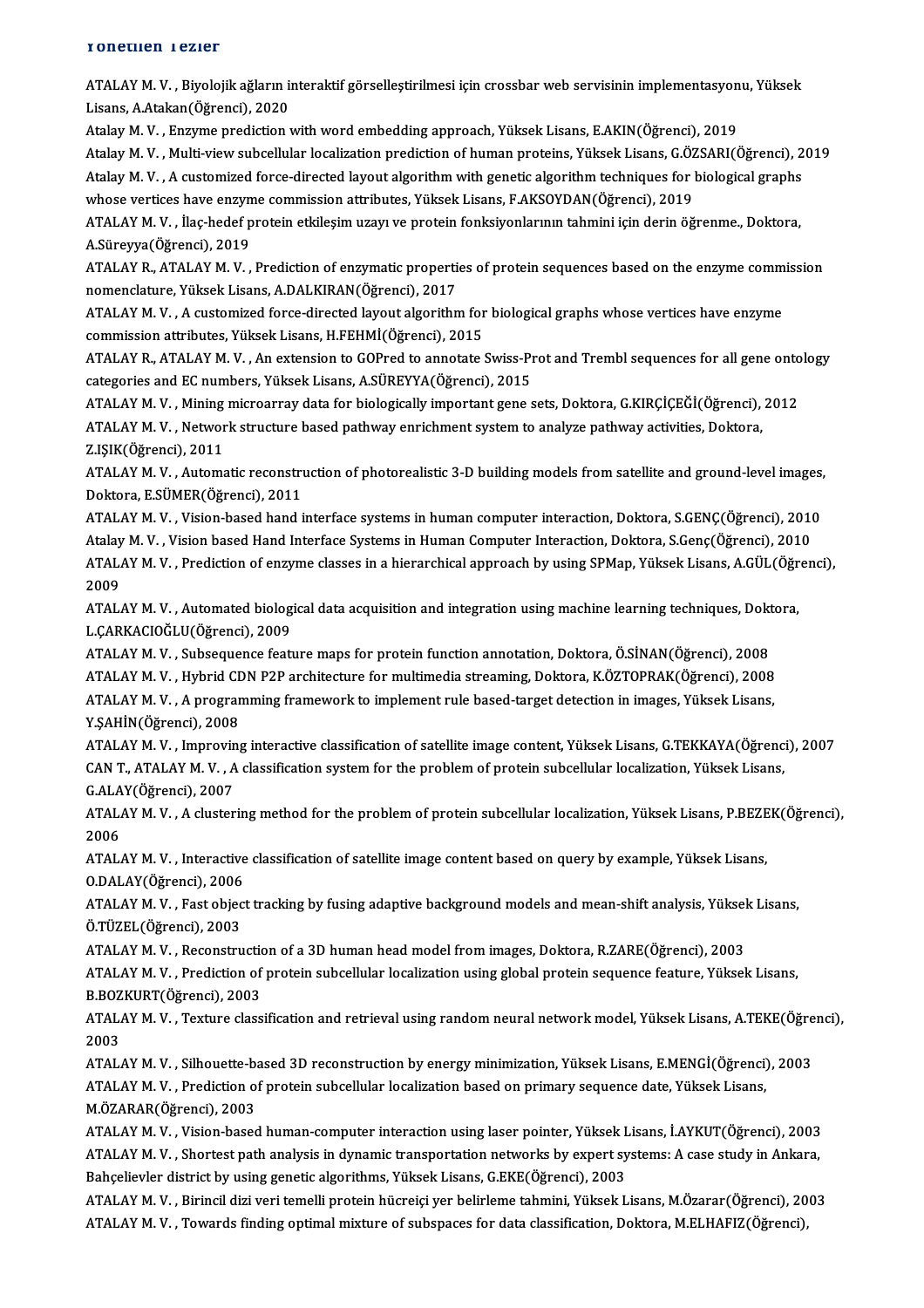## Yönetilen Tezler

ATALAY M. V. , Biyolojik ağların interaktif görselleştirilmesi için crossbar web servisinin implementasyonu, Yüksek Lisans, A.Atakan(Öğrenci), 2020

Atalay M. V. , Enzyme prediction with word embedding approach, Yüksek Lisans, E.AKIN(Öğrenci), 2019

Atalay M. V. , Multi-view subcellular localization prediction of human proteins, Yüksek Lisans, G.ÖZSARI(Öğrenci), 2019

Atalay M. V. , A customized force-directed layout algorithm with genetic algorithm techniques for biological graphs whose vertices have enzyme commission attributes, Yüksek Lisans, F.AKSOYDAN(Öğrenci), 2019

ATALAY M. V. , İlaç-hedef protein etkileşim uzayı ve protein fonksiyonlarının tahmini için derin öğrenme., Doktora, A.Süreyya(Öğrenci), 2019

ATALAY R., ATALAY M. V. , Prediction of enzymatic properties of protein sequences based on the enzyme commission nomenclature, Yüksek Lisans, A.DALKIRAN(Öğrenci), 2017

ATALAY M. V. , A customized force-directed layout algorithm for biological graphs whose vertices have enzyme commission attributes, Yüksek Lisans, H.FEHMİ(Öğrenci), 2015

ATALAY R., ATALAY M. V. , An extension to GOPred to annotate Swiss-Prot and Trembl sequences for all gene ontology categories and EC numbers, Yüksek Lisans, A.SÜREYYA(Öğrenci), 2015

ATALAY M. V. , Mining microarray data for biologically important gene sets, Doktora, G.KIRÇİÇEĞİ(Öğrenci), 2012

ATALAY M. V. , Network structure based pathway enrichment system to analyze pathway activities, Doktora, Z.IŞIK(Öğrenci), 2011

ATALAY M. V. , Automatic reconstruction of photorealistic 3-D building models from satellite and ground-level images, Doktora, E.SÜMER(Öğrenci), 2011

ATALAY M. V. , Vision-based hand interface systems in human computer interaction, Doktora, S.GENÇ(Öğrenci), 2010

Atalay M. V. , Vision based Hand Interface Systems in Human Computer Interaction, Doktora, S.Genç(Öğrenci), 2010

ATALAY M. V. , Prediction of enzyme classes in a hierarchical approach by using SPMap, Yüksek Lisans, A.GÜL(Öğrenci), 2009

ATALAY M. V. , Automated biological data acquisition and integration using machine learning techniques, Doktora, L.ÇARKACIOĞLU(Öğrenci), 2009

ATALAY M. V. , Subsequence feature maps for protein function annotation, Doktora, Ö.SİNAN(Öğrenci), 2008

ATALAY M. V. , Hybrid CDN P2P architecture for multimedia streaming, Doktora, K.ÖZTOPRAK(Öğrenci), 2008

ATALAY M. V. , A programming framework to implement rule based-target detection in images, Yüksek Lisans, Y.ŞAHİN(Öğrenci), 2008

ATALAY M. V. , Improving interactive classification of satellite image content, Yüksek Lisans, G.TEKKAYA(Öğrenci), 2007

CAN T., ATALAY M. V. , A classification system for the problem of protein subcellular localization, Yüksek Lisans, G.ALAY(Öğrenci), 2007

ATALAY M. V. , A clustering method for the problem of protein subcellular localization, Yüksek Lisans, P.BEZEK(Öğrenci), 2006

ATALAY M. V. , Interactive classification of satellite image content based on query by example, Yüksek Lisans, O.DALAY(Öğrenci), 2006

ATALAY M. V. , Fast object tracking by fusing adaptive background models and mean-shift analysis, Yüksek Lisans, Ö.TÜZEL(Öğrenci), 2003

ATALAY M. V. , Reconstruction of a 3D human head model from images, Doktora, R.ZARE(Öğrenci), 2003

ATALAY M. V. , Prediction of protein subcellular localization using global protein sequence feature, Yüksek Lisans, B.BOZKURT(Öğrenci), 2003

ATALAY M. V. , Texture classification and retrieval using random neural network model, Yüksek Lisans, A.TEKE(Öğrenci), 2003

ATALAY M. V. , Silhouette-based 3D reconstruction by energy minimization, Yüksek Lisans, E.MENGİ(Öğrenci), 2003

ATALAY M. V. , Prediction of protein subcellular localization based on primary sequence date, Yüksek Lisans, M.ÖZARAR(Öğrenci), 2003

ATALAY M. V. , Vision-based human-computer interaction using laser pointer, Yüksek Lisans, İ.AYKUT(Öğrenci), 2003

ATALAY M. V. , Shortest path analysis in dynamic transportation networks by expert systems: A case study in Ankara, Bahçelievler district by using genetic algorithms, Yüksek Lisans, G.EKE(Öğrenci), 2003

ATALAY M. V. , Birincil dizi veri temelli protein hücreiçi yer belirleme tahmini, Yüksek Lisans, M.Özarar(Öğrenci), 2003

ATALAY M. V. , Towards finding optimal mixture of subspaces for data classification, Doktora, M.ELHAFIZ(Öğrenci),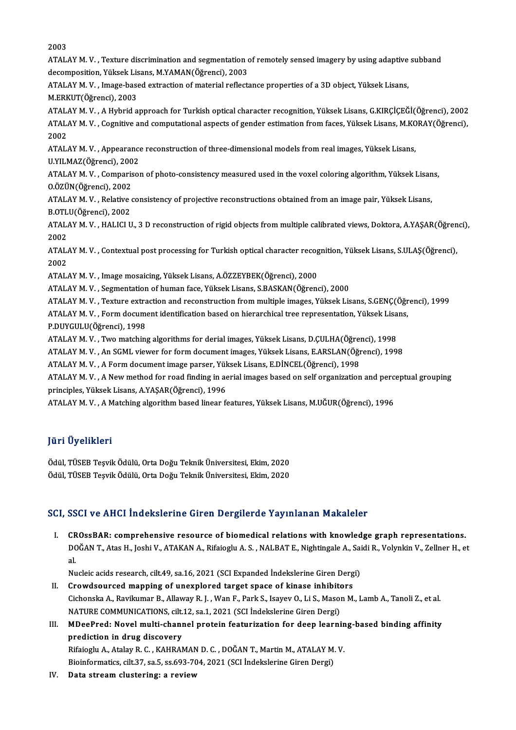2003

ATALAY M. V. , Texture discrimination and segmentation of remotely sensed imagery by using adaptive subband decomposition, Yüksek Lisans, M.YAMAN(Öğrenci), 2003

ATALAY M. V. , Image-based extraction of material reflectance properties of a 3D object, Yüksek Lisans, M.ERKUT(Öğrenci), 2003

ATALAY M. V. , A Hybrid approach for Turkish optical character recognition, Yüksek Lisans, G.KIRÇİÇEĞİ(Öğrenci), 2002

ATALAY M. V. , Cognitive and computational aspects of gender estimation from faces, Yüksek Lisans, M.KORAY(Öğrenci), 2002

ATALAY M. V. , Appearance reconstruction of three-dimensional models from real images, Yüksek Lisans, U.YILMAZ(Öğrenci), 2002

ATALAY M. V. , Comparison of photo-consistency measured used in the voxel coloring algorithm, Yüksek Lisans, O.ÖZÜN(Öğrenci), 2002

ATALAY M. V. , Relative consistency of projective reconstructions obtained from an image pair, Yüksek Lisans, B.OTLU(Öğrenci), 2002

ATALAY M. V. , HALICI U., 3 D reconstruction of rigid objects from multiple calibrated views, Doktora, A.YAŞAR(Öğrenci), 2002

ATALAY M. V. , Contextual post processing for Turkish optical character recognition, Yüksek Lisans, S.ULAŞ(Öğrenci), 2002

ATALAY M. V. , Image mosaicing, Yüksek Lisans, A.ÖZZEYBEK(Öğrenci), 2000

ATALAY M. V. , Segmentation of human face, Yüksek Lisans, S.BASKAN(Öğrenci), 2000

ATALAY M. V. , Texture extraction and reconstruction from multiple images, Yüksek Lisans, S.GENÇ(Öğrenci), 1999

ATALAY M. V. , Form document identification based on hierarchical tree representation, Yüksek Lisans, P.DUYGULU(Öğrenci), 1998

ATALAY M. V. , Two matching algorithms for derial images, Yüksek Lisans, D.ÇULHA(Öğrenci), 1998

ATALAY M. V. , An SGML viewer for form document images, Yüksek Lisans, E.ARSLAN(Öğrenci), 1998

ATALAY M. V. , A Form document image parser, Yüksek Lisans, E.DİNCEL(Öğrenci), 1998

ATALAY M. V. , A New method for road finding in aerial images based on self organization and perceptual grouping principles, Yüksek Lisans, A.YAŞAR(Öğrenci), 1996

ATALAY M. V. , A Matching algorithm based linear features, Yüksek Lisans, M.UĞUR(Öğrenci), 1996

## Jüri Üyelikleri

Ödül, TÜSEB Teşvik Ödülü, Orta Doğu Teknik Üniversitesi, Ekim, 2020

Ödül, TÜSEB Teşvik Ödülü, Orta Doğu Teknik Üniversitesi, Ekim, 2020

## SCI, SSCI ve AHCI İndekslerine Giren Dergilerde Yayınlanan Makaleler

I. **CROssBAR: comprehensive resource of biomedical relations with knowledge graph representations.**
   DOĞAN T., Atas H., Joshi V., ATAKAN A., Rifaioglu A. S. , NALBAT E., Nightingale A., Saidi R., Volynkin V., Zellner H., et al.
   Nucleic acids research, cilt.49, sa.16, 2021 (SCI Expanded İndekslerine Giren Dergi)
II. **Crowdsourced mapping of unexplored target space of kinase inhibitors**
   Cichonska A., Ravikumar B., Allaway R. J. , Wan F., Park S., Isayev O., Li S., Mason M., Lamb A., Tanoli Z., et al.
   NATURE COMMUNICATIONS, cilt.12, sa.1, 2021 (SCI İndekslerine Giren Dergi)
III. **MDeePred: Novel multi-channel protein featurization for deep learning-based binding affinity prediction in drug discovery**
   Rifaioglu A., Atalay R. C. , KAHRAMAN D. C. , DOĞAN T., Martin M., ATALAY M. V.
   Bioinformatics, cilt.37, sa.5, ss.693-704, 2021 (SCI İndekslerine Giren Dergi)
IV. **Data stream clustering: a review**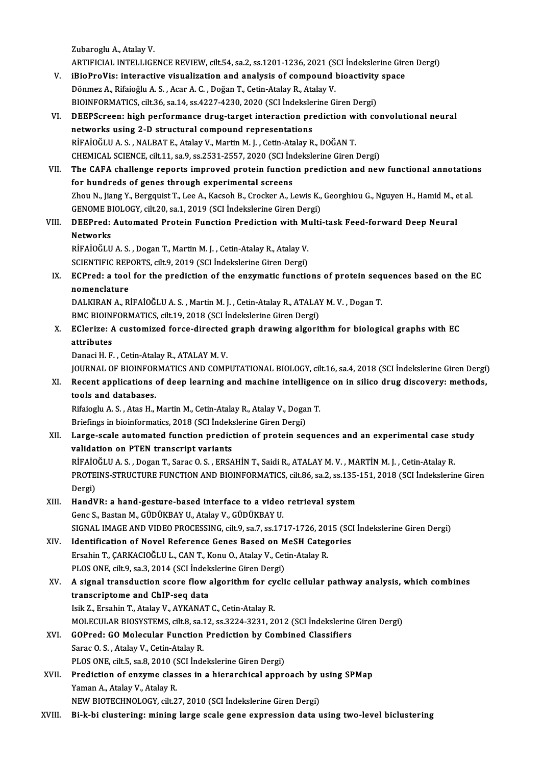Zubaroglu A., Atalay V.
ARTIFICIAL INTELLIGENCE REVIEW, cilt.54, sa.2, ss.1201-1236, 2021 (SCI İndekslerine Giren Dergi)

V. **iBioProVis: interactive visualization and analysis of compound bioactivity space**
Dönmez A., Rifaioğlu A. S. , Acar A. C. , Doğan T., Cetin-Atalay R., Atalay V.
BIOINFORMATICS, cilt.36, sa.14, ss.4227-4230, 2020 (SCI İndekslerine Giren Dergi)

VI. **DEEPScreen: high performance drug-target interaction prediction with convolutional neural networks using 2-D structural compound representations**
RİFAİOĞLU A. S. , NALBAT E., Atalay V., Martin M. J. , Cetin-Atalay R., DOĞAN T.
CHEMICAL SCIENCE, cilt.11, sa.9, ss.2531-2557, 2020 (SCI İndekslerine Giren Dergi)

VII. **The CAFA challenge reports improved protein function prediction and new functional annotations for hundreds of genes through experimental screens**
Zhou N., Jiang Y., Bergquist T., Lee A., Kacsoh B., Crocker A., Lewis K., Georghiou G., Nguyen H., Hamid M., et al.
GENOME BIOLOGY, cilt.20, sa.1, 2019 (SCI İndekslerine Giren Dergi)

VIII. **DEEPred: Automated Protein Function Prediction with Multi-task Feed-forward Deep Neural Networks**
RİFAİOĞLU A. S. , Dogan T., Martin M. J. , Cetin-Atalay R., Atalay V.
SCIENTIFIC REPORTS, cilt.9, 2019 (SCI İndekslerine Giren Dergi)

IX. **ECPred: a tool for the prediction of the enzymatic functions of protein sequences based on the EC nomenclature**
DALKIRAN A., RİFAİOĞLU A. S. , Martin M. J. , Cetin-Atalay R., ATALAY M. V. , Dogan T.
BMC BIOINFORMATICS, cilt.19, 2018 (SCI İndekslerine Giren Dergi)

X. **EClerize: A customized force-directed graph drawing algorithm for biological graphs with EC attributes**
Danaci H. F. , Cetin-Atalay R., ATALAY M. V.
JOURNAL OF BIOINFORMATICS AND COMPUTATIONAL BIOLOGY, cilt.16, sa.4, 2018 (SCI İndekslerine Giren Dergi)

XI. **Recent applications of deep learning and machine intelligence on in silico drug discovery: methods, tools and databases.**
Rifaioglu A. S. , Atas H., Martin M., Cetin-Atalay R., Atalay V., Dogan T.
Briefings in bioinformatics, 2018 (SCI İndekslerine Giren Dergi)

XII. **Large-scale automated function prediction of protein sequences and an experimental case study validation on PTEN transcript variants**
RİFAİOĞLU A. S. , Dogan T., Sarac O. S. , ERSAHİN T., Saidi R., ATALAY M. V. , MARTİN M. J. , Cetin-Atalay R.
PROTEINS-STRUCTURE FUNCTION AND BIOINFORMATICS, cilt.86, sa.2, ss.135-151, 2018 (SCI İndekslerine Giren Dergi)

XIII. **HandVR: a hand-gesture-based interface to a video retrieval system**
Genc S., Bastan M., GÜDÜKBAY U., Atalay V., GÜDÜKBAY U.
SIGNAL IMAGE AND VIDEO PROCESSING, cilt.9, sa.7, ss.1717-1726, 2015 (SCI İndekslerine Giren Dergi)

XIV. **Identification of Novel Reference Genes Based on MeSH Categories**
Ersahin T., ÇARKACIOĞLU L., CAN T., Konu O., Atalay V., Cetin-Atalay R.
PLOS ONE, cilt.9, sa.3, 2014 (SCI İndekslerine Giren Dergi)

XV. **A signal transduction score flow algorithm for cyclic cellular pathway analysis, which combines transcriptome and ChIP-seq data**
Isik Z., Ersahin T., Atalay V., AYKANAT C., Cetin-Atalay R.
MOLECULAR BIOSYSTEMS, cilt.8, sa.12, ss.3224-3231, 2012 (SCI İndekslerine Giren Dergi)

XVI. **GOPred: GO Molecular Function Prediction by Combined Classifiers**
Sarac O. S. , Atalay V., Cetin-Atalay R.
PLOS ONE, cilt.5, sa.8, 2010 (SCI İndekslerine Giren Dergi)

XVII. **Prediction of enzyme classes in a hierarchical approach by using SPMap**
Yaman A., Atalay V., Atalay R.
NEW BIOTECHNOLOGY, cilt.27, 2010 (SCI İndekslerine Giren Dergi)

XVIII. **Bi-k-bi clustering: mining large scale gene expression data using two-level biclustering**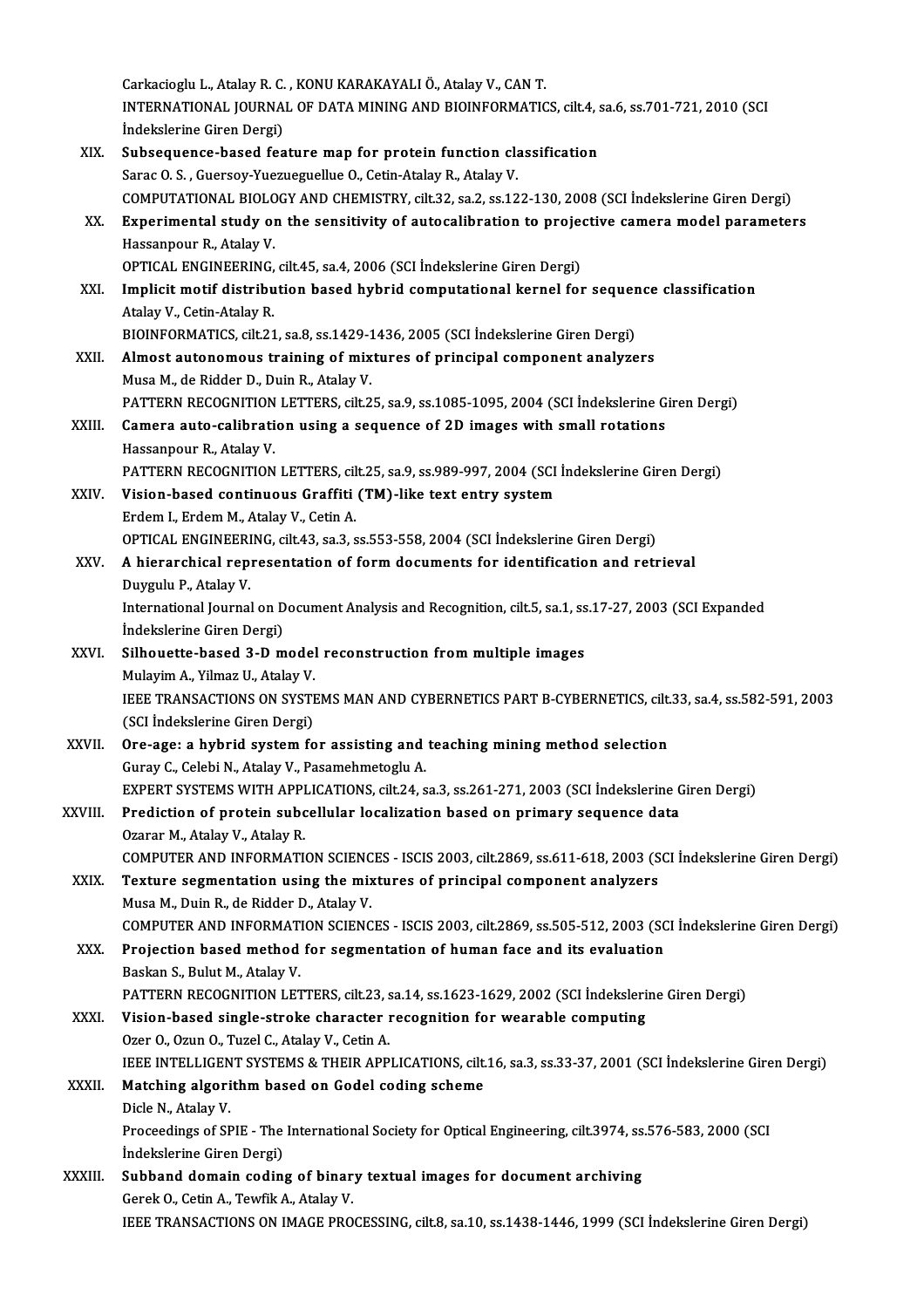Carkacioglu L., Atalay R. C. , KONU KARAKAYALI Ö., Atalay V., CAN T.
INTERNATIONAL JOURNAL OF DATA MINING AND BIOINFORMATICS, cilt.4, sa.6, ss.701-721, 2010 (SCI İndekslerine Giren Dergi)

XIX. **Subsequence-based feature map for protein function classification**
Sarac O. S. , Guersoy-Yuezuegeullue O., Cetin-Atalay R., Atalay V.
COMPUTATIONAL BIOLOGY AND CHEMISTRY, cilt.32, sa.2, ss.122-130, 2008 (SCI İndekslerine Giren Dergi)

XX. **Experimental study on the sensitivity of autocalibration to projective camera model parameters**
Hassanpour R., Atalay V.
OPTICAL ENGINEERING, cilt.45, sa.4, 2006 (SCI İndekslerine Giren Dergi)

XXI. **Implicit motif distribution based hybrid computational kernel for sequence classification**
Atalay V., Cetin-Atalay R.
BIOINFORMATICS, cilt.21, sa.8, ss.1429-1436, 2005 (SCI İndekslerine Giren Dergi)

XXII. **Almost autonomous training of mixtures of principal component analyzers**
Musa M., de Ridder D., Duin R., Atalay V.
PATTERN RECOGNITION LETTERS, cilt.25, sa.9, ss.1085-1095, 2004 (SCI İndekslerine Giren Dergi)

XXIII. **Camera auto-calibration using a sequence of 2D images with small rotations**
Hassanpour R., Atalay V.
PATTERN RECOGNITION LETTERS, cilt.25, sa.9, ss.989-997, 2004 (SCI İndekslerine Giren Dergi)

XXIV. **Vision-based continuous Graffiti (TM)-like text entry system**
Erdem I., Erdem M., Atalay V., Cetin A.
OPTICAL ENGINEERING, cilt.43, sa.3, ss.553-558, 2004 (SCI İndekslerine Giren Dergi)

XXV. **A hierarchical representation of form documents for identification and retrieval**
Duygulu P., Atalay V.
International Journal on Document Analysis and Recognition, cilt.5, sa.1, ss.17-27, 2003 (SCI Expanded İndekslerine Giren Dergi)

XXVI. **Silhouette-based 3-D model reconstruction from multiple images**
Mulayim A., Yilmaz U., Atalay V.
IEEE TRANSACTIONS ON SYSTEMS MAN AND CYBERNETICS PART B-CYBERNETICS, cilt.33, sa.4, ss.582-591, 2003 (SCI İndekslerine Giren Dergi)

XXVII. **Ore-age: a hybrid system for assisting and teaching mining method selection**
Guray C., Celebi N., Atalay V., Pasamehmetoglu A.
EXPERT SYSTEMS WITH APPLICATIONS, cilt.24, sa.3, ss.261-271, 2003 (SCI İndekslerine Giren Dergi)

XXVIII. **Prediction of protein subcellular localization based on primary sequence data**
Ozarar M., Atalay V., Atalay R.
COMPUTER AND INFORMATION SCIENCES - ISCIS 2003, cilt.2869, ss.611-618, 2003 (SCI İndekslerine Giren Dergi)

XXIX. **Texture segmentation using the mixtures of principal component analyzers**
Musa M., Duin R., de Ridder D., Atalay V.
COMPUTER AND INFORMATION SCIENCES - ISCIS 2003, cilt.2869, ss.505-512, 2003 (SCI İndekslerine Giren Dergi)

XXX. **Projection based method for segmentation of human face and its evaluation**
Baskan S., Bulut M., Atalay V.
PATTERN RECOGNITION LETTERS, cilt.23, sa.14, ss.1623-1629, 2002 (SCI İndekslerine Giren Dergi)

XXXI. **Vision-based single-stroke character recognition for wearable computing**
Ozer O., Ozun O., Tuzel C., Atalay V., Cetin A.
IEEE INTELLIGENT SYSTEMS & THEIR APPLICATIONS, cilt.16, sa.3, ss.33-37, 2001 (SCI İndekslerine Giren Dergi)

XXXII. **Matching algorithm based on Godel coding scheme**
Dicle N., Atalay V.
Proceedings of SPIE - The International Society for Optical Engineering, cilt.3974, ss.576-583, 2000 (SCI İndekslerine Giren Dergi)

XXXIII. **Subband domain coding of binary textual images for document archiving**
Gerek O., Cetin A., Tewfik A., Atalay V.
IEEE TRANSACTIONS ON IMAGE PROCESSING, cilt.8, sa.10, ss.1438-1446, 1999 (SCI İndekslerine Giren Dergi)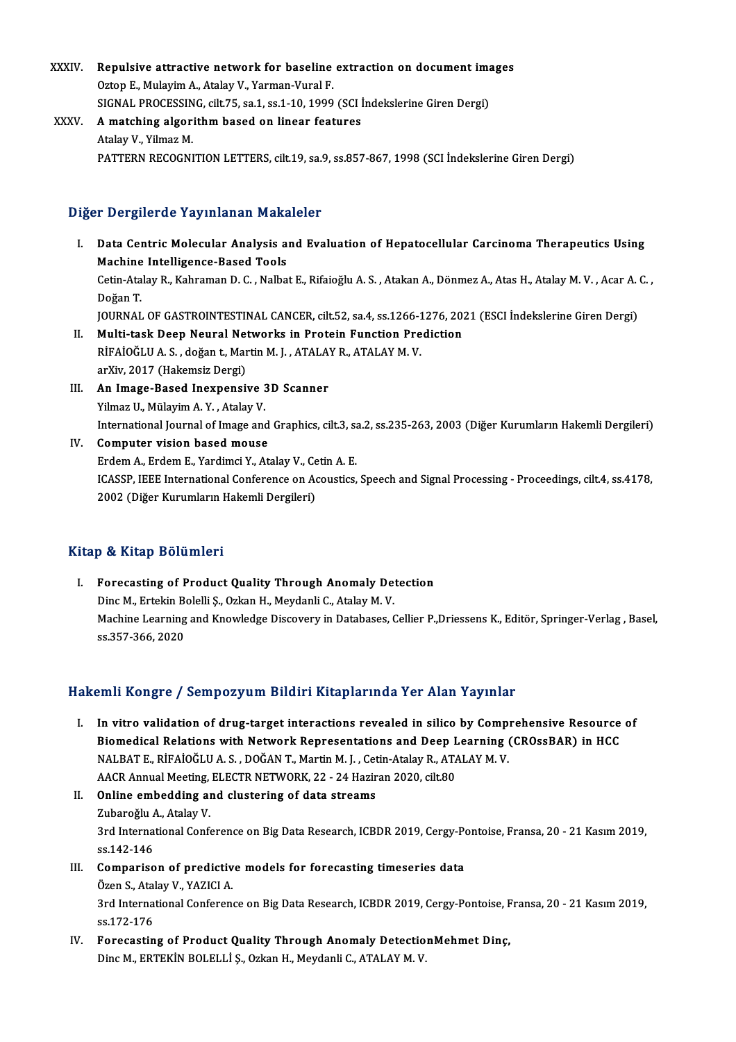XXXIV. **Repulsive attractive network for baseline extraction on document images**
Oztop E., Mulayim A., Atalay V., Yarman-Vural F.
SIGNAL PROCESSING, cilt.75, sa.1, ss.1-10, 1999 (SCI İndekslerine Giren Dergi)

XXXV. **A matching algorithm based on linear features**
Atalay V., Yilmaz M.
PATTERN RECOGNITION LETTERS, cilt.19, sa.9, ss.857-867, 1998 (SCI İndekslerine Giren Dergi)

## Diğer Dergilerde Yayınlanan Makaleler

I. **Data Centric Molecular Analysis and Evaluation of Hepatocellular Carcinoma Therapeutics Using Machine Intelligence-Based Tools**
Cetin-Atalay R., Kahraman D. C. , Nalbat E., Rifaioğlu A. S. , Atakan A., Dönmez A., Atas H., Atalay M. V. , Acar A. C. , Doğan T.
JOURNAL OF GASTROINTESTINAL CANCER, cilt.52, sa.4, ss.1266-1276, 2021 (ESCI İndekslerine Giren Dergi)

II. **Multi-task Deep Neural Networks in Protein Function Prediction**
RİFAİOĞLU A. S. , doğan t., Martin M. J. , ATALAY R., ATALAY M. V.
arXiv, 2017 (Hakemsiz Dergi)

III. **An Image-Based Inexpensive 3D Scanner**
Yilmaz U., Mülayim A. Y. , Atalay V.
International Journal of Image and Graphics, cilt.3, sa.2, ss.235-263, 2003 (Diğer Kurumların Hakemli Dergileri)

IV. **Computer vision based mouse**
Erdem A., Erdem E., Yardimci Y., Atalay V., Cetin A. E.
ICASSP, IEEE International Conference on Acoustics, Speech and Signal Processing - Proceedings, cilt.4, ss.4178, 2002 (Diğer Kurumların Hakemli Dergileri)

## Kitap & Kitap Bölümleri

I. **Forecasting of Product Quality Through Anomaly Detection**
Dinc M., Ertekin Bolelli Ş., Ozkan H., Meydanli C., Atalay M. V.
Machine Learning and Knowledge Discovery in Databases, Cellier P.,Driessens K., Editör, Springer-Verlag , Basel, ss.357-366, 2020

## Hakemli Kongre / Sempozyum Bildiri Kitaplarında Yer Alan Yayınlar

I. **In vitro validation of drug-target interactions revealed in silico by Comprehensive Resource of Biomedical Relations with Network Representations and Deep Learning (CROssBAR) in HCC**
NALBAT E., RİFAİOĞLU A. S. , DOĞAN T., Martin M. J. , Cetin-Atalay R., ATALAY M. V.
AACR Annual Meeting, ELECTR NETWORK, 22 - 24 Haziran 2020, cilt.80

II. **Online embedding and clustering of data streams**
Zubaroğlu A., Atalay V.
3rd International Conference on Big Data Research, ICBDR 2019, Cergy-Pontoise, Fransa, 20 - 21 Kasım 2019, ss.142-146

III. **Comparison of predictive models for forecasting timeseries data**
Özen S., Atalay V., YAZICI A.
3rd International Conference on Big Data Research, ICBDR 2019, Cergy-Pontoise, Fransa, 20 - 21 Kasım 2019, ss.172-176

IV. **Forecasting of Product Quality Through Anomaly DetectionMehmet Dinç,**
Dinc M., ERTEKİN BOLELLİ Ş., Ozkan H., Meydanli C., ATALAY M. V.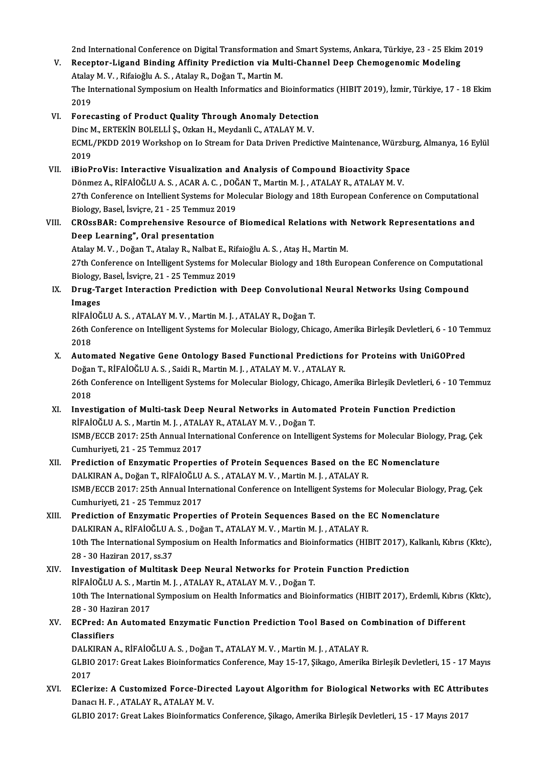2nd International Conference on Digital Transformation and Smart Systems, Ankara, Türkiye, 23 - 25 Ekim 2019

V. **Receptor-Ligand Binding Affinity Prediction via Multi-Channel Deep Chemogenomic Modeling**
Atalay M. V. , Rifaioğlu A. S. , Atalay R., Doğan T., Martin M.
The International Symposium on Health Informatics and Bioinformatics (HIBIT 2019), İzmir, Türkiye, 17 - 18 Ekim 2019

VI. **Forecasting of Product Quality Through Anomaly Detection**
Dinc M., ERTEKİN BOLELLİ Ş., Ozkan H., Meydanli C., ATALAY M. V.
ECML/PKDD 2019 Workshop on Io Stream for Data Driven Predictive Maintenance, Würzburg, Almanya, 16 Eylül 2019

VII. **iBioProVis: Interactive Visualization and Analysis of Compound Bioactivity Space**
Dönmez A., RİFAİOĞLU A. S. , ACAR A. C. , DOĞAN T., Martin M. J. , ATALAY R., ATALAY M. V.
27th Conference on Intellient Systems for Molecular Biology and 18th European Conference on Computational Biology, Basel, İsviçre, 21 - 25 Temmuz 2019

VIII. **CROssBAR: Comprehensive Resource of Biomedical Relations with Network Representations and Deep Learning", Oral presentation**
Atalay M. V. , Doğan T., Atalay R., Nalbat E., Rifaioğlu A. S. , Ataş H., Martin M.
27th Conference on Intelligent Systems for Molecular Biology and 18th European Conference on Computational Biology, Basel, İsviçre, 21 - 25 Temmuz 2019

IX. **Drug-Target Interaction Prediction with Deep Convolutional Neural Networks Using Compound Images**
RİFAİOĞLU A. S. , ATALAY M. V. , Martin M. J. , ATALAY R., Doğan T.
26th Conference on Intelligent Systems for Molecular Biology, Chicago, Amerika Birleşik Devletleri, 6 - 10 Temmuz 2018

X. **Automated Negative Gene Ontology Based Functional Predictions for Proteins with UniGOPred**
Doğan T., RİFAİOĞLU A. S. , Saidi R., Martin M. J. , ATALAY M. V. , ATALAY R.
26th Conference on Intelligent Systems for Molecular Biology, Chicago, Amerika Birleşik Devletleri, 6 - 10 Temmuz 2018

XI. **Investigation of Multi-task Deep Neural Networks in Automated Protein Function Prediction**
RİFAİOĞLU A. S. , Martin M. J. , ATALAY R., ATALAY M. V. , Doğan T.
ISMB/ECCB 2017: 25th Annual International Conference on Intelligent Systems for Molecular Biology, Prag, Çek Cumhuriyeti, 21 - 25 Temmuz 2017

XII. **Prediction of Enzymatic Properties of Protein Sequences Based on the EC Nomenclature**
DALKIRAN A., Doğan T., RİFAİOĞLU A. S. , ATALAY M. V. , Martin M. J. , ATALAY R.
ISMB/ECCB 2017: 25th Annual International Conference on Intelligent Systems for Molecular Biology, Prag, Çek Cumhuriyeti, 21 - 25 Temmuz 2017

XIII. **Prediction of Enzymatic Properties of Protein Sequences Based on the EC Nomenclature**
DALKIRAN A., RİFAİOĞLU A. S. , Doğan T., ATALAY M. V. , Martin M. J. , ATALAY R.
10th The International Symposium on Health Informatics and Bioinformatics (HIBIT 2017), Kalkanlı, Kıbrıs (Kktc), 28 - 30 Haziran 2017, ss.37

XIV. **Investigation of Multitask Deep Neural Networks for Protein Function Prediction**
RİFAİOĞLU A. S. , Martin M. J. , ATALAY R., ATALAY M. V. , Doğan T.
10th The International Symposium on Health Informatics and Bioinformatics (HIBIT 2017), Erdemli, Kıbrıs (Kktc), 28 - 30 Haziran 2017

XV. **ECPred: An Automated Enzymatic Function Prediction Tool Based on Combination of Different Classifiers**
DALKIRAN A., RİFAİOĞLU A. S. , Doğan T., ATALAY M. V. , Martin M. J. , ATALAY R.
GLBIO 2017: Great Lakes Bioinformatics Conference, May 15-17, Şikago, Amerika Birleşik Devletleri, 15 - 17 Mayıs 2017

XVI. **EClerize: A Customized Force-Directed Layout Algorithm for Biological Networks with EC Attributes**
Danacı H. F. , ATALAY R., ATALAY M. V.
GLBIO 2017: Great Lakes Bioinformatics Conference, Şikago, Amerika Birleşik Devletleri, 15 - 17 Mayıs 2017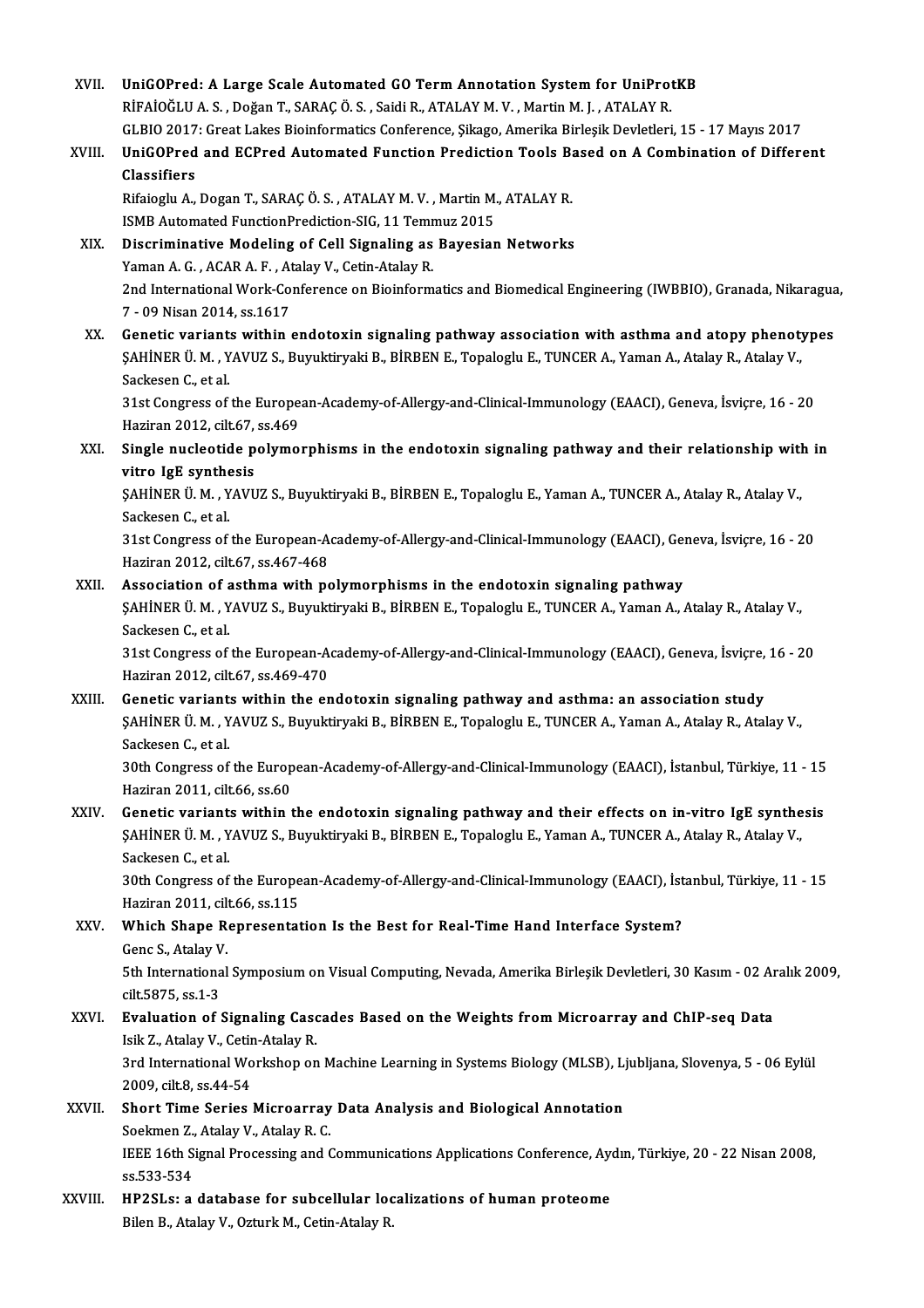XVII. **UniGOPred: A Large Scale Automated GO Term Annotation System for UniProtKB**
RİFAİOĞLU A. S. , Doğan T., SARAÇ Ö. S. , Saidi R., ATALAY M. V. , Martin M. J. , ATALAY R.
GLBIO 2017: Great Lakes Bioinformatics Conference, Şikago, Amerika Birleşik Devletleri, 15 - 17 Mayıs 2017

XVIII. **UniGOPred and ECPred Automated Function Prediction Tools Based on A Combination of Different Classifiers**
Rifaioglu A., Dogan T., SARAÇ Ö. S. , ATALAY M. V. , Martin M., ATALAY R.
ISMB Automated FunctionPrediction-SIG, 11 Temmuz 2015

XIX. **Discriminative Modeling of Cell Signaling as Bayesian Networks**
Yaman A. G. , ACAR A. F. , Atalay V., Cetin-Atalay R.
2nd International Work-Conference on Bioinformatics and Biomedical Engineering (IWBBIO), Granada, Nikaragua, 7 - 09 Nisan 2014, ss.1617

XX. **Genetic variants within endotoxin signaling pathway association with asthma and atopy phenotypes**
ŞAHİNER Ü. M. , YAVUZ S., Buyuktiryaki B., BİRBEN E., Topaloglu E., TUNCER A., Yaman A., Atalay R., Atalay V., Sackesen C., et al.
31st Congress of the European-Academy-of-Allergy-and-Clinical-Immunology (EAACI), Geneva, İsviçre, 16 - 20 Haziran 2012, cilt.67, ss.469

XXI. **Single nucleotide polymorphisms in the endotoxin signaling pathway and their relationship with in vitro IgE synthesis**
ŞAHİNER Ü. M. , YAVUZ S., Buyuktiryaki B., BİRBEN E., Topaloglu E., Yaman A., TUNCER A., Atalay R., Atalay V., Sackesen C., et al.
31st Congress of the European-Academy-of-Allergy-and-Clinical-Immunology (EAACI), Geneva, İsviçre, 16 - 20 Haziran 2012, cilt.67, ss.467-468

XXII. **Association of asthma with polymorphisms in the endotoxin signaling pathway**
ŞAHİNER Ü. M. , YAVUZ S., Buyuktiryaki B., BİRBEN E., Topaloglu E., TUNCER A., Yaman A., Atalay R., Atalay V., Sackesen C., et al.
31st Congress of the European-Academy-of-Allergy-and-Clinical-Immunology (EAACI), Geneva, İsviçre, 16 - 20 Haziran 2012, cilt.67, ss.469-470

XXIII. **Genetic variants within the endotoxin signaling pathway and asthma: an association study**
ŞAHİNER Ü. M. , YAVUZ S., Buyuktiryaki B., BİRBEN E., Topaloglu E., TUNCER A., Yaman A., Atalay R., Atalay V., Sackesen C., et al.
30th Congress of the European-Academy-of-Allergy-and-Clinical-Immunology (EAACI), İstanbul, Türkiye, 11 - 15 Haziran 2011, cilt.66, ss.60

XXIV. **Genetic variants within the endotoxin signaling pathway and their effects on in-vitro IgE synthesis**
ŞAHİNER Ü. M. , YAVUZ S., Buyuktiryaki B., BİRBEN E., Topaloglu E., Yaman A., TUNCER A., Atalay R., Atalay V., Sackesen C., et al.
30th Congress of the European-Academy-of-Allergy-and-Clinical-Immunology (EAACI), İstanbul, Türkiye, 11 - 15 Haziran 2011, cilt.66, ss.115

XXV. **Which Shape Representation Is the Best for Real-Time Hand Interface System?**
Genc S., Atalay V.
5th International Symposium on Visual Computing, Nevada, Amerika Birleşik Devletleri, 30 Kasım - 02 Aralık 2009, cilt.5875, ss.1-3

XXVI. **Evaluation of Signaling Cascades Based on the Weights from Microarray and ChIP-seq Data**
Isik Z., Atalay V., Cetin-Atalay R.
3rd International Workshop on Machine Learning in Systems Biology (MLSB), Ljubljana, Slovenya, 5 - 06 Eylül 2009, cilt.8, ss.44-54

XXVII. **Short Time Series Microarray Data Analysis and Biological Annotation**
Soekmen Z., Atalay V., Atalay R. C.
IEEE 16th Signal Processing and Communications Applications Conference, Aydın, Türkiye, 20 - 22 Nisan 2008, ss.533-534

XXVIII. **HP2SLs: a database for subcellular localizations of human proteome**
Bilen B., Atalay V., Ozturk M., Cetin-Atalay R.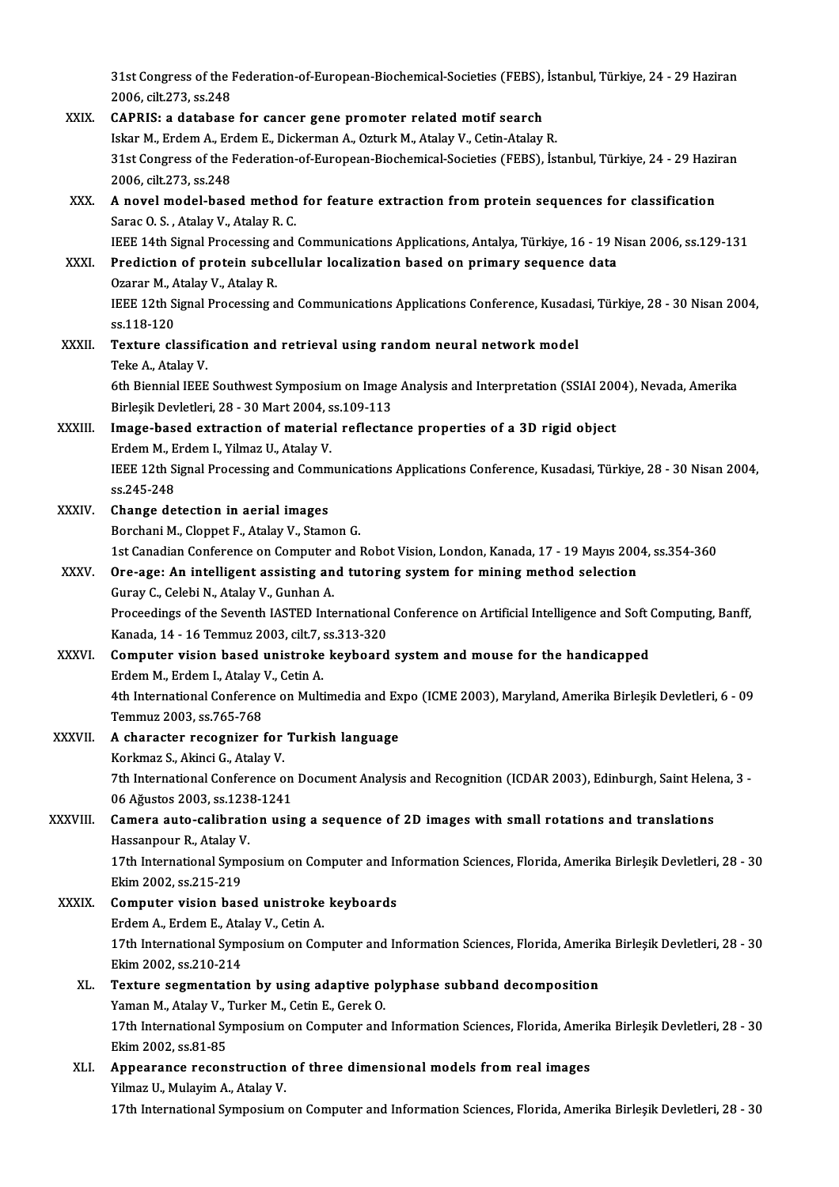31st Congress of the Federation-of-European-Biochemical-Societies (FEBS), İstanbul, Türkiye, 24 - 29 Haziran 2006, cilt.273, ss.248

XXIX. **CAPRIS: a database for cancer gene promoter related motif search**
Iskar M., Erdem A., Erdem E., Dickerman A., Ozturk M., Atalay V., Cetin-Atalay R.
31st Congress of the Federation-of-European-Biochemical-Societies (FEBS), İstanbul, Türkiye, 24 - 29 Haziran 2006, cilt.273, ss.248

XXX. **A novel model-based method for feature extraction from protein sequences for classification**
Sarac O. S. , Atalay V., Atalay R. C.
IEEE 14th Signal Processing and Communications Applications, Antalya, Türkiye, 16 - 19 Nisan 2006, ss.129-131

XXXI. **Prediction of protein subcellular localization based on primary sequence data**
Ozarar M., Atalay V., Atalay R.
IEEE 12th Signal Processing and Communications Applications Conference, Kusadasi, Türkiye, 28 - 30 Nisan 2004, ss.118-120

XXXII. **Texture classification and retrieval using random neural network model**
Teke A., Atalay V.
6th Biennial IEEE Southwest Symposium on Image Analysis and Interpretation (SSIAI 2004), Nevada, Amerika Birleşik Devletleri, 28 - 30 Mart 2004, ss.109-113

XXXIII. **Image-based extraction of material reflectance properties of a 3D rigid object**
Erdem M., Erdem I., Yilmaz U., Atalay V.
IEEE 12th Signal Processing and Communications Applications Conference, Kusadasi, Türkiye, 28 - 30 Nisan 2004, ss.245-248

XXXIV. **Change detection in aerial images**
Borchani M., Cloppet F., Atalay V., Stamon G.
1st Canadian Conference on Computer and Robot Vision, London, Kanada, 17 - 19 Mayıs 2004, ss.354-360

XXXV. **Ore-age: An intelligent assisting and tutoring system for mining method selection**
Guray C., Celebi N., Atalay V., Gunhan A.
Proceedings of the Seventh IASTED International Conference on Artificial Intelligence and Soft Computing, Banff, Kanada, 14 - 16 Temmuz 2003, cilt.7, ss.313-320

XXXVI. **Computer vision based unistroke keyboard system and mouse for the handicapped**
Erdem M., Erdem I., Atalay V., Cetin A.
4th International Conference on Multimedia and Expo (ICME 2003), Maryland, Amerika Birleşik Devletleri, 6 - 09 Temmuz 2003, ss.765-768

XXXVII. **A character recognizer for Turkish language**
Korkmaz S., Akinci G., Atalay V.
7th International Conference on Document Analysis and Recognition (ICDAR 2003), Edinburgh, Saint Helena, 3 - 06 Ağustos 2003, ss.1238-1241

XXXVIII. **Camera auto-calibration using a sequence of 2D images with small rotations and translations**
Hassanpour R., Atalay V.
17th International Symposium on Computer and Information Sciences, Florida, Amerika Birleşik Devletleri, 28 - 30 Ekim 2002, ss.215-219

XXXIX. **Computer vision based unistroke keyboards**
Erdem A., Erdem E., Atalay V., Cetin A.
17th International Symposium on Computer and Information Sciences, Florida, Amerika Birleşik Devletleri, 28 - 30 Ekim 2002, ss.210-214

XL. **Texture segmentation by using adaptive polyphase subband decomposition**
Yaman M., Atalay V., Turker M., Cetin E., Gerek O.
17th International Symposium on Computer and Information Sciences, Florida, Amerika Birleşik Devletleri, 28 - 30 Ekim 2002, ss.81-85

XLI. **Appearance reconstruction of three dimensional models from real images**
Yilmaz U., Mulayim A., Atalay V.
17th International Symposium on Computer and Information Sciences, Florida, Amerika Birleşik Devletleri, 28 - 30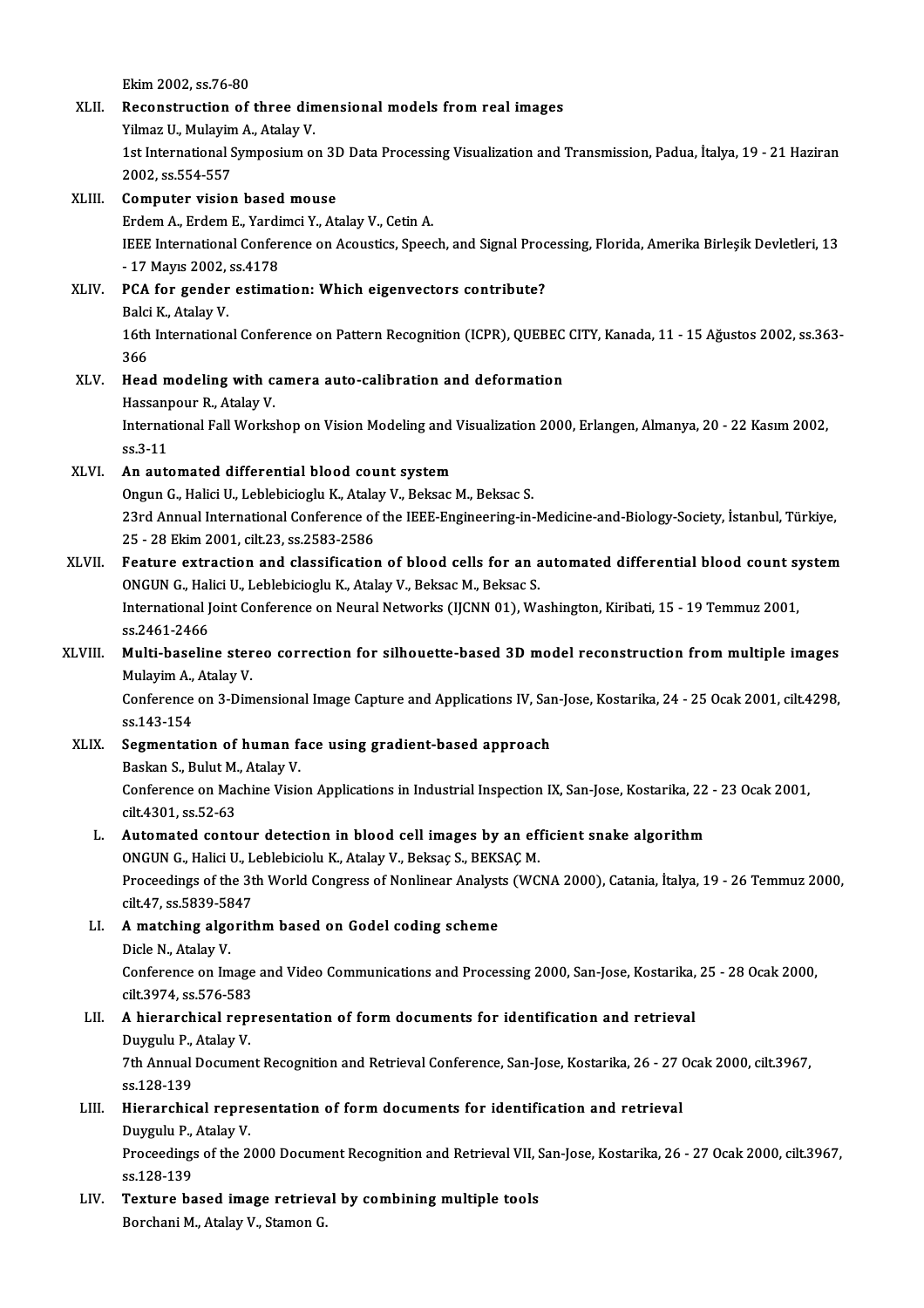Ekim 2002, ss.76-80

XLII. **Reconstruction of three dimensional models from real images**
Yilmaz U., Mulayim A., Atalay V.
1st International Symposium on 3D Data Processing Visualization and Transmission, Padua, İtalya, 19 - 21 Haziran 2002, ss.554-557

XLIII. **Computer vision based mouse**
Erdem A., Erdem E., Yardimci Y., Atalay V., Cetin A.
IEEE International Conference on Acoustics, Speech, and Signal Processing, Florida, Amerika Birleşik Devletleri, 13 - 17 Mayıs 2002, ss.4178

XLIV. **PCA for gender estimation: Which eigenvectors contribute?**
Balci K., Atalay V.
16th International Conference on Pattern Recognition (ICPR), QUEBEC CITY, Kanada, 11 - 15 Ağustos 2002, ss.363-366

XLV. **Head modeling with camera auto-calibration and deformation**
Hassanpour R., Atalay V.
International Fall Workshop on Vision Modeling and Visualization 2000, Erlangen, Almanya, 20 - 22 Kasım 2002, ss.3-11

XLVI. **An automated differential blood count system**
Ongun G., Halici U., Leblebicioglu K., Atalay V., Beksac M., Beksac S.
23rd Annual International Conference of the IEEE-Engineering-in-Medicine-and-Biology-Society, İstanbul, Türkiye, 25 - 28 Ekim 2001, cilt.23, ss.2583-2586

XLVII. **Feature extraction and classification of blood cells for an automated differential blood count system**
ONGUN G., Halici U., Leblebicioglu K., Atalay V., Beksac M., Beksac S.
International Joint Conference on Neural Networks (IJCNN 01), Washington, Kiribati, 15 - 19 Temmuz 2001, ss.2461-2466

XLVIII. **Multi-baseline stereo correction for silhouette-based 3D model reconstruction from multiple images**
Mulayim A., Atalay V.
Conference on 3-Dimensional Image Capture and Applications IV, San-Jose, Kostarika, 24 - 25 Ocak 2001, cilt.4298, ss.143-154

XLIX. **Segmentation of human face using gradient-based approach**
Baskan S., Bulut M., Atalay V.
Conference on Machine Vision Applications in Industrial Inspection IX, San-Jose, Kostarika, 22 - 23 Ocak 2001, cilt.4301, ss.52-63

L. **Automated contour detection in blood cell images by an efficient snake algorithm**
ONGUN G., Halici U., Leblebiciolu K., Atalay V., Beksaç S., BEKSAÇ M.
Proceedings of the 3th World Congress of Nonlinear Analysts (WCNA 2000), Catania, İtalya, 19 - 26 Temmuz 2000, cilt.47, ss.5839-5847

LI. **A matching algorithm based on Godel coding scheme**
Dicle N., Atalay V.
Conference on Image and Video Communications and Processing 2000, San-Jose, Kostarika, 25 - 28 Ocak 2000, cilt.3974, ss.576-583

LII. **A hierarchical representation of form documents for identification and retrieval**
Duygulu P., Atalay V.
7th Annual Document Recognition and Retrieval Conference, San-Jose, Kostarika, 26 - 27 Ocak 2000, cilt.3967, ss.128-139

LIII. **Hierarchical representation of form documents for identification and retrieval**
Duygulu P., Atalay V.
Proceedings of the 2000 Document Recognition and Retrieval VII, San-Jose, Kostarika, 26 - 27 Ocak 2000, cilt.3967, ss.128-139

LIV. **Texture based image retrieval by combining multiple tools**
Borchani M., Atalay V., Stamon G.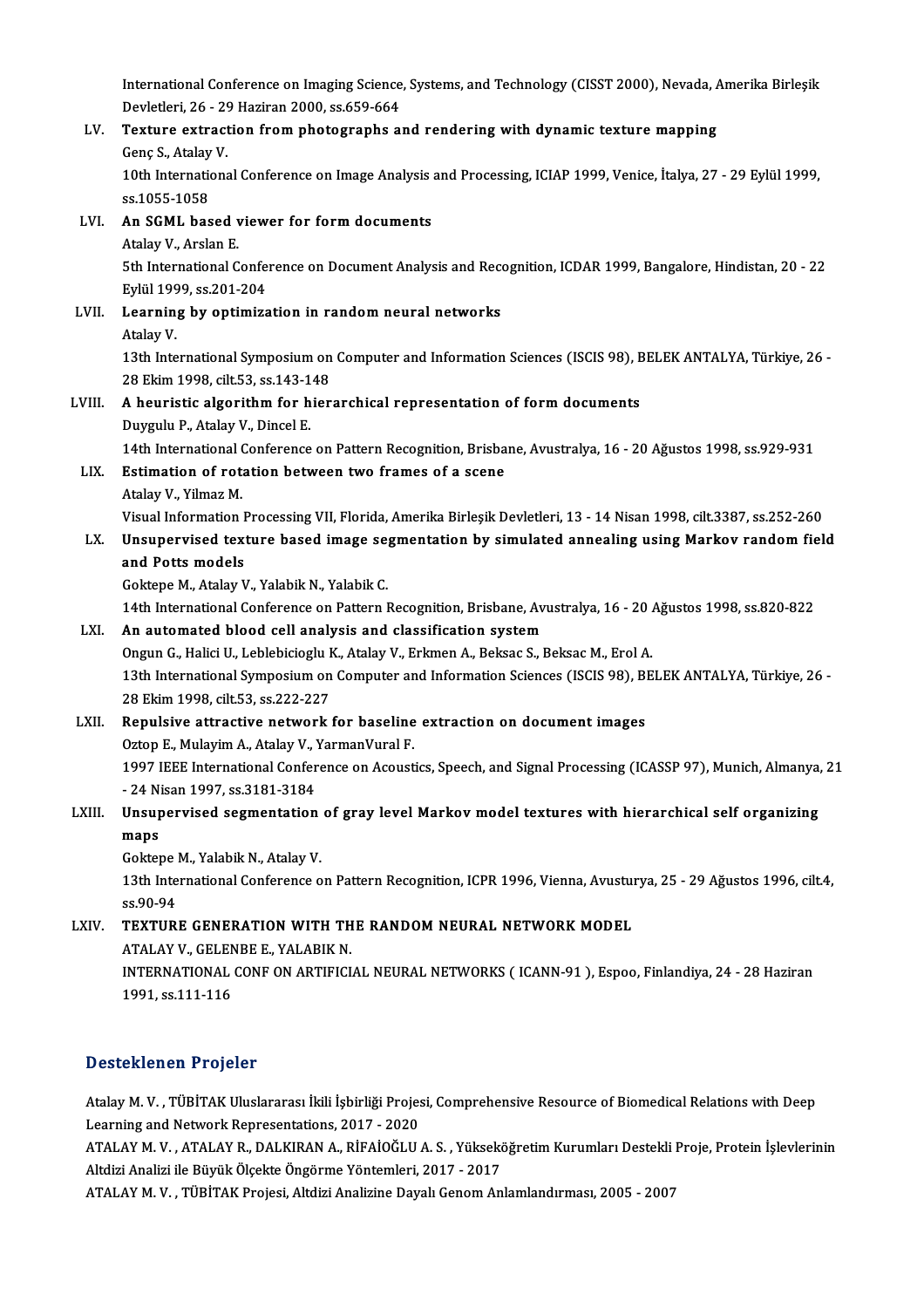International Conference on Imaging Science, Systems, and Technology (CISST 2000), Nevada, Amerika Birleşik Devletleri, 26 - 29 Haziran 2000, ss.659-664

LV. **Texture extraction from photographs and rendering with dynamic texture mapping**
Genç S., Atalay V.
10th International Conference on Image Analysis and Processing, ICIAP 1999, Venice, İtalya, 27 - 29 Eylül 1999, ss.1055-1058

LVI. **An SGML based viewer for form documents**
Atalay V., Arslan E.
5th International Conference on Document Analysis and Recognition, ICDAR 1999, Bangalore, Hindistan, 20 - 22 Eylül 1999, ss.201-204

LVII. **Learning by optimization in random neural networks**
Atalay V.
13th International Symposium on Computer and Information Sciences (ISCIS 98), BELEK ANTALYA, Türkiye, 26 - 28 Ekim 1998, cilt.53, ss.143-148

LVIII. **A heuristic algorithm for hierarchical representation of form documents**
Duygulu P., Atalay V., Dincel E.
14th International Conference on Pattern Recognition, Brisbane, Avustralya, 16 - 20 Ağustos 1998, ss.929-931

LIX. **Estimation of rotation between two frames of a scene**
Atalay V., Yilmaz M.
Visual Information Processing VII, Florida, Amerika Birleşik Devletleri, 13 - 14 Nisan 1998, cilt.3387, ss.252-260

LX. **Unsupervised texture based image segmentation by simulated annealing using Markov random field and Potts models**
Goktepe M., Atalay V., Yalabik N., Yalabik C.
14th International Conference on Pattern Recognition, Brisbane, Avustralya, 16 - 20 Ağustos 1998, ss.820-822

LXI. **An automated blood cell analysis and classification system**
Ongun G., Halici U., Leblebicioglu K., Atalay V., Erkmen A., Beksac S., Beksac M., Erol A.
13th International Symposium on Computer and Information Sciences (ISCIS 98), BELEK ANTALYA, Türkiye, 26 - 28 Ekim 1998, cilt.53, ss.222-227

LXII. **Repulsive attractive network for baseline extraction on document images**
Oztop E., Mulayim A., Atalay V., YarmanVural F.
1997 IEEE International Conference on Acoustics, Speech, and Signal Processing (ICASSP 97), Munich, Almanya, 21 - 24 Nisan 1997, ss.3181-3184

LXIII. **Unsupervised segmentation of gray level Markov model textures with hierarchical self organizing maps**
Goktepe M., Yalabik N., Atalay V.
13th International Conference on Pattern Recognition, ICPR 1996, Vienna, Avusturya, 25 - 29 Ağustos 1996, cilt.4, ss.90-94

LXIV. **TEXTURE GENERATION WITH THE RANDOM NEURAL NETWORK MODEL**
ATALAY V., GELENBE E., YALABIK N.
INTERNATIONAL CONF ON ARTIFICIAL NEURAL NETWORKS ( ICANN-91 ), Espoo, Finlandiya, 24 - 28 Haziran 1991, ss.111-116

## Desteklenen Projeler

Atalay M. V. , TÜBİTAK Uluslararası İkili İşbirliği Projesi, Comprehensive Resource of Biomedical Relations with Deep Learning and Network Representations, 2017 - 2020

ATALAY M. V. , ATALAY R., DALKIRAN A., RİFAİOĞLU A. S. , Yükseköğretim Kurumları Destekli Proje, Protein İşlevlerinin Altdizi Analizi ile Büyük Ölçekte Öngörme Yöntemleri, 2017 - 2017

ATALAY M. V. , TÜBİTAK Projesi, Altdizi Analizine Dayalı Genom Anlamlandırması, 2005 - 2007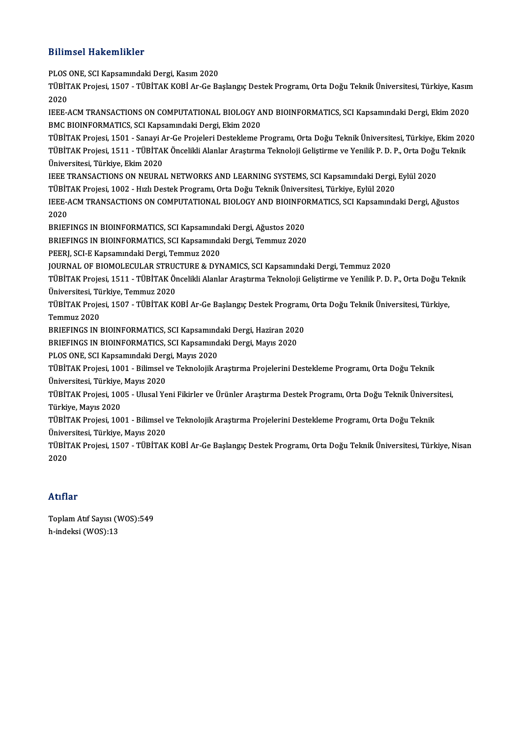## Bilimsel Hakemlikler

PLOS ONE, SCI Kapsamındaki Dergi, Kasım 2020

TÜBİTAK Projesi, 1507 - TÜBİTAK KOBİ Ar-Ge Başlangıç Destek Programı, Orta Doğu Teknik Üniversitesi, Türkiye, Kasım 2020

IEEE-ACM TRANSACTIONS ON COMPUTATIONAL BIOLOGY AND BIOINFORMATICS, SCI Kapsamındaki Dergi, Ekim 2020

BMC BIOINFORMATICS, SCI Kapsamındaki Dergi, Ekim 2020

TÜBİTAK Projesi, 1501 - Sanayi Ar-Ge Projeleri Destekleme Programı, Orta Doğu Teknik Üniversitesi, Türkiye, Ekim 2020

TÜBİTAK Projesi, 1511 - TÜBİTAK Öncelikli Alanlar Araştırma Teknoloji Geliştirme ve Yenilik P. D. P., Orta Doğu Teknik Üniversitesi, Türkiye, Ekim 2020

IEEE TRANSACTIONS ON NEURAL NETWORKS AND LEARNING SYSTEMS, SCI Kapsamındaki Dergi, Eylül 2020

TÜBİTAK Projesi, 1002 - Hızlı Destek Programı, Orta Doğu Teknik Üniversitesi, Türkiye, Eylül 2020

IEEE-ACM TRANSACTIONS ON COMPUTATIONAL BIOLOGY AND BIOINFORMATICS, SCI Kapsamındaki Dergi, Ağustos 2020

BRIEFINGS IN BIOINFORMATICS, SCI Kapsamındaki Dergi, Ağustos 2020

BRIEFINGS IN BIOINFORMATICS, SCI Kapsamındaki Dergi, Temmuz 2020

PEERJ, SCI-E Kapsamındaki Dergi, Temmuz 2020

JOURNAL OF BIOMOLECULAR STRUCTURE & DYNAMICS, SCI Kapsamındaki Dergi, Temmuz 2020

TÜBİTAK Projesi, 1511 - TÜBİTAK Öncelikli Alanlar Araştırma Teknoloji Geliştirme ve Yenilik P. D. P., Orta Doğu Teknik Üniversitesi, Türkiye, Temmuz 2020

TÜBİTAK Projesi, 1507 - TÜBİTAK KOBİ Ar-Ge Başlangıç Destek Programı, Orta Doğu Teknik Üniversitesi, Türkiye, Temmuz 2020

BRIEFINGS IN BIOINFORMATICS, SCI Kapsamındaki Dergi, Haziran 2020

BRIEFINGS IN BIOINFORMATICS, SCI Kapsamındaki Dergi, Mayıs 2020

PLOS ONE, SCI Kapsamındaki Dergi, Mayıs 2020

TÜBİTAK Projesi, 1001 - Bilimsel ve Teknolojik Araştırma Projelerini Destekleme Programı, Orta Doğu Teknik Üniversitesi, Türkiye, Mayıs 2020

TÜBİTAK Projesi, 1005 - Ulusal Yeni Fikirler ve Ürünler Araştırma Destek Programı, Orta Doğu Teknik Üniversitesi, Türkiye, Mayıs 2020

TÜBİTAK Projesi, 1001 - Bilimsel ve Teknolojik Araştırma Projelerini Destekleme Programı, Orta Doğu Teknik Üniversitesi, Türkiye, Mayıs 2020

TÜBİTAK Projesi, 1507 - TÜBİTAK KOBİ Ar-Ge Başlangıç Destek Programı, Orta Doğu Teknik Üniversitesi, Türkiye, Nisan 2020

## Atıflar

Toplam Atıf Sayısı (WOS):549

h-indeksi (WOS):13